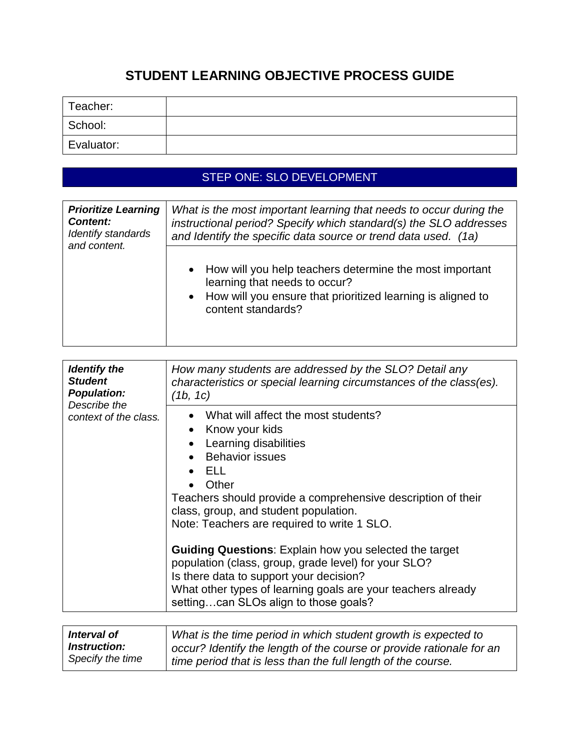# STUDENT LEARNING OBJECTIVE PROCESS GUIDE

| Teacher: | |
|---|---|
| School: | |
| Evaluator: | |

## STEP ONE: SLO DEVELOPMENT

| ***Prioritize Learning Content:*** *Identify standards and content.* | *What is the most important learning that needs to occur during the instructional period? Specify which standard(s) the SLO addresses and Identify the specific data source or trend data used. (1a)* |
|---|---|
| | • How will you help teachers determine the most important learning that needs to occur? <br> • How will you ensure that prioritized learning is aligned to content standards? |

| ***Identify the Student Population:*** *Describe the context of the class.* | *How many students are addressed by the SLO? Detail any characteristics or special learning circumstances of the class(es). (1b, 1c)* |
|---|---|
| | • What will affect the most students? <br> • Know your kids <br> • Learning disabilities <br> • Behavior issues <br> • ELL <br> • Other <br> Teachers should provide a comprehensive description of their class, group, and student population. <br> Note: Teachers are required to write 1 SLO. <br><br> **Guiding Questions**: Explain how you selected the target population (class, group, grade level) for your SLO? <br> Is there data to support your decision? <br> What other types of learning goals are your teachers already setting…can SLOs align to those goals? |

| ***Interval of Instruction:*** *Specify the time* | *What is the time period in which student growth is expected to occur? Identify the length of the course or provide rationale for an time period that is less than the full length of the course.* |
|---|---|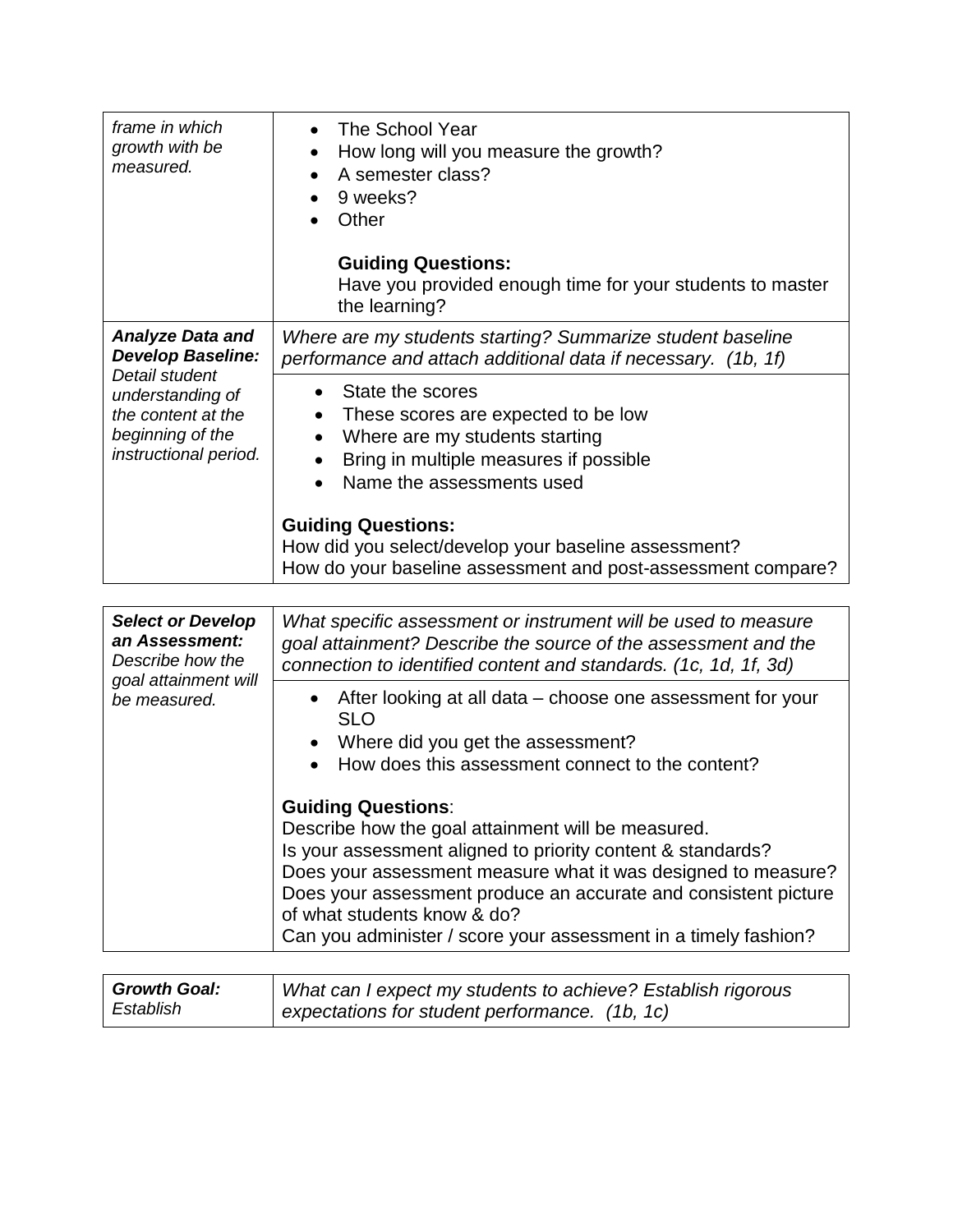| | |
|---|---|
| *frame in which growth with be measured.* | • The School Year<br>• How long will you measure the growth?<br>• A semester class?<br>• 9 weeks?<br>• Other<br><br>**Guiding Questions:**<br>Have you provided enough time for your students to master the learning? |
| ***Analyze Data and Develop Baseline:*** *Detail student understanding of the content at the beginning of the instructional period.* | *Where are my students starting? Summarize student baseline performance and attach additional data if necessary. (1b, 1f)* |
| | • State the scores<br>• These scores are expected to be low<br>• Where are my students starting<br>• Bring in multiple measures if possible<br>• Name the assessments used<br><br>**Guiding Questions:**<br>How did you select/develop your baseline assessment?<br>How do your baseline assessment and post-assessment compare? |

| | |
|---|---|
| ***Select or Develop an Assessment:*** *Describe how the goal attainment will be measured.* | *What specific assessment or instrument will be used to measure goal attainment? Describe the source of the assessment and the connection to identified content and standards. (1c, 1d, 1f, 3d)* |
| | • After looking at all data – choose one assessment for your SLO<br>• Where did you get the assessment?<br>• How does this assessment connect to the content?<br><br>**Guiding Questions**:<br>Describe how the goal attainment will be measured.<br>Is your assessment aligned to priority content & standards?<br>Does your assessment measure what it was designed to measure?<br>Does your assessment produce an accurate and consistent picture of what students know & do?<br>Can you administer / score your assessment in a timely fashion? |

| | |
|---|---|
| ***Growth Goal:*** *Establish* | *What can I expect my students to achieve? Establish rigorous expectations for student performance. (1b, 1c)* |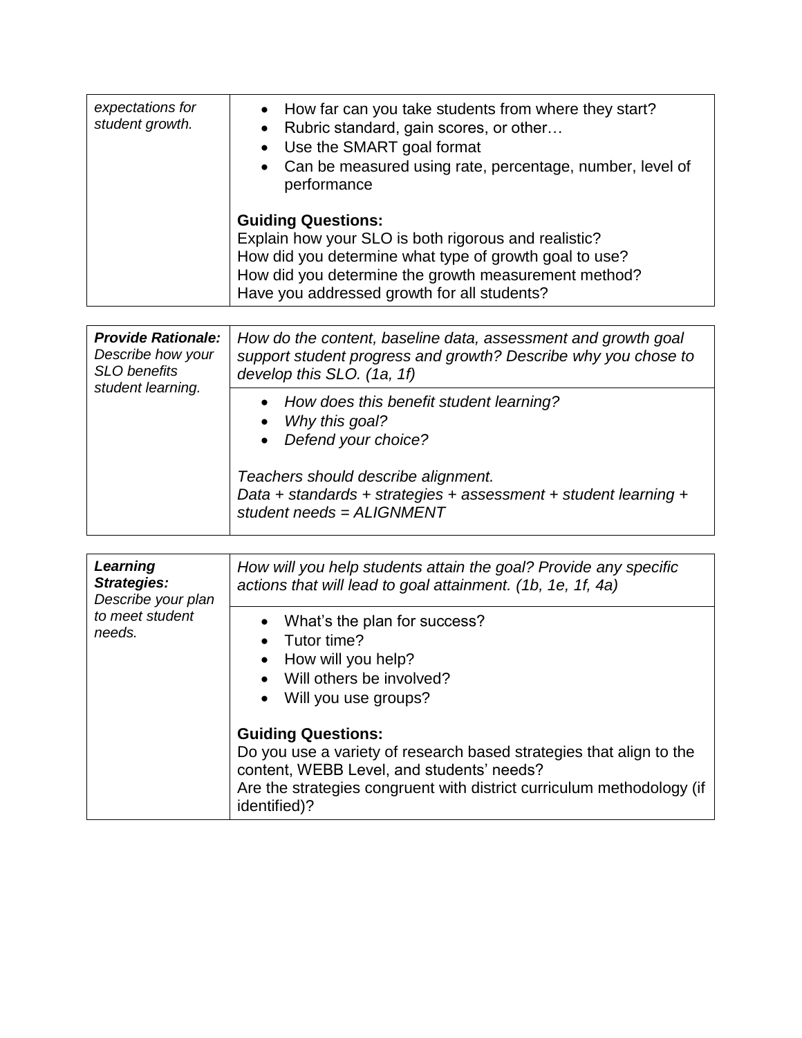| | |
|---|---|
| *expectations for student growth.* | • How far can you take students from where they start?<br>• Rubric standard, gain scores, or other…<br>• Use the SMART goal format<br>• Can be measured using rate, percentage, number, level of performance<br><br>**Guiding Questions:**<br>Explain how your SLO is both rigorous and realistic?<br>How did you determine what type of growth goal to use?<br>How did you determine the growth measurement method?<br>Have you addressed growth for all students? |

| | |
|---|---|
| ***Provide Rationale:*** *Describe how your SLO benefits student learning.* | *How do the content, baseline data, assessment and growth goal support student progress and growth? Describe why you chose to develop this SLO. (1a, 1f)* |
| | • *How does this benefit student learning?*<br>• *Why this goal?*<br>• *Defend your choice?*<br><br>*Teachers should describe alignment.*<br>*Data + standards + strategies + assessment + student learning + student needs = ALIGNMENT* |

| | |
|---|---|
| ***Learning Strategies:*** *Describe your plan to meet student needs.* | *How will you help students attain the goal? Provide any specific actions that will lead to goal attainment. (1b, 1e, 1f, 4a)* |
| | • What's the plan for success?<br>• Tutor time?<br>• How will you help?<br>• Will others be involved?<br>• Will you use groups?<br><br>**Guiding Questions:**<br>Do you use a variety of research based strategies that align to the content, WEBB Level, and students' needs?<br>Are the strategies congruent with district curriculum methodology (if identified)? |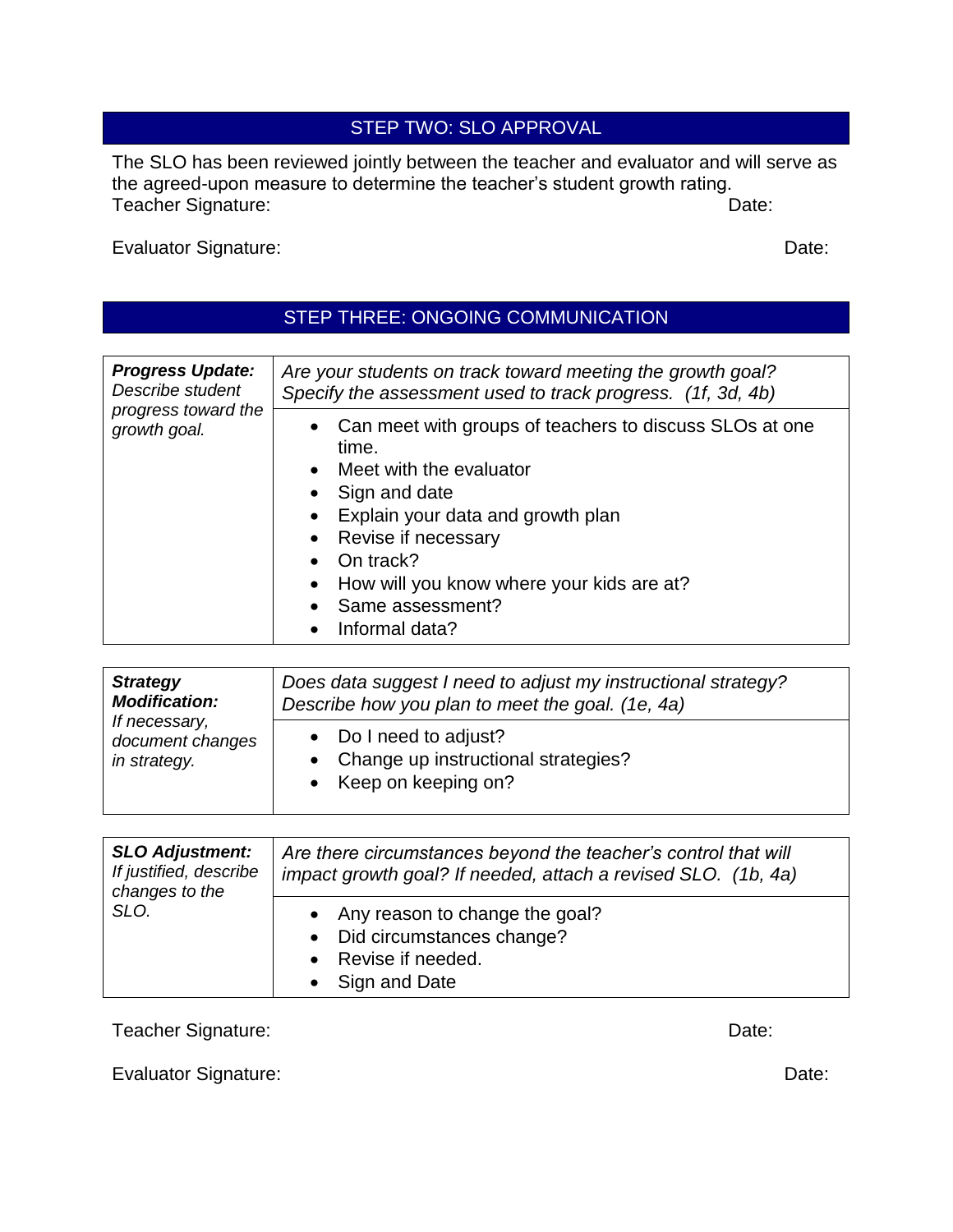## STEP TWO: SLO APPROVAL

The SLO has been reviewed jointly between the teacher and evaluator and will serve as the agreed-upon measure to determine the teacher's student growth rating.

Teacher Signature: Date:

Evaluator Signature: Date:

## STEP THREE: ONGOING COMMUNICATION

| ***Progress Update:*** *Describe student progress toward the growth goal.* | *Are your students on track toward meeting the growth goal? Specify the assessment used to track progress. (1f, 3d, 4b)* |
|---|---|
| | • Can meet with groups of teachers to discuss SLOs at one time.<br>• Meet with the evaluator<br>• Sign and date<br>• Explain your data and growth plan<br>• Revise if necessary<br>• On track?<br>• How will you know where your kids are at?<br>• Same assessment?<br>• Informal data? |

| ***Strategy Modification:*** *If necessary, document changes in strategy.* | *Does data suggest I need to adjust my instructional strategy? Describe how you plan to meet the goal. (1e, 4a)* |
|---|---|
| | • Do I need to adjust?<br>• Change up instructional strategies?<br>• Keep on keeping on? |

| ***SLO Adjustment:*** *If justified, describe changes to the SLO.* | *Are there circumstances beyond the teacher's control that will impact growth goal? If needed, attach a revised SLO. (1b, 4a)* |
|---|---|
| | • Any reason to change the goal?<br>• Did circumstances change?<br>• Revise if needed.<br>• Sign and Date |

Teacher Signature: Date:

Evaluator Signature: Date: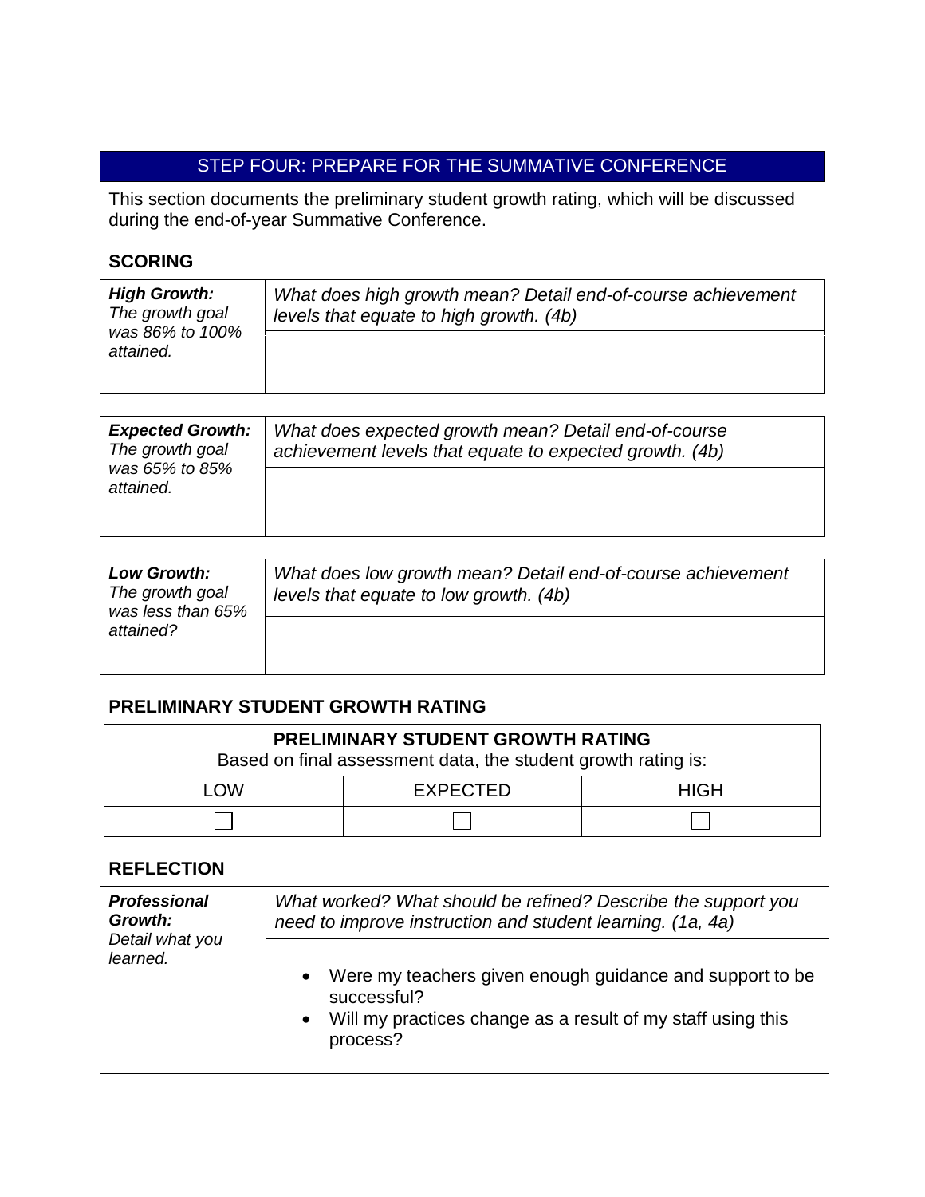## STEP FOUR: PREPARE FOR THE SUMMATIVE CONFERENCE

This section documents the preliminary student growth rating, which will be discussed during the end-of-year Summative Conference.

### SCORING

| | |
|---|---|
| ***High Growth:*** *The growth goal was 86% to 100% attained.* | *What does high growth mean? Detail end-of-course achievement levels that equate to high growth. (4b)* |
| | |

| | |
|---|---|
| ***Expected Growth:*** *The growth goal was 65% to 85% attained.* | *What does expected growth mean? Detail end-of-course achievement levels that equate to expected growth. (4b)* |
| | |

| | |
|---|---|
| ***Low Growth:*** *The growth goal was less than 65% attained?* | *What does low growth mean? Detail end-of-course achievement levels that equate to low growth. (4b)* |
| | |

### PRELIMINARY STUDENT GROWTH RATING

**PRELIMINARY STUDENT GROWTH RATING**
Based on final assessment data, the student growth rating is:

| LOW | EXPECTED | HIGH |
|---|---|---|
| ☐ | ☐ | ☐ |

### REFLECTION

| | |
|---|---|
| ***Professional Growth:*** *Detail what you learned.* | *What worked? What should be refined? Describe the support you need to improve instruction and student learning. (1a, 4a)* |
| | • Were my teachers given enough guidance and support to be successful? <br> • Will my practices change as a result of my staff using this process? |